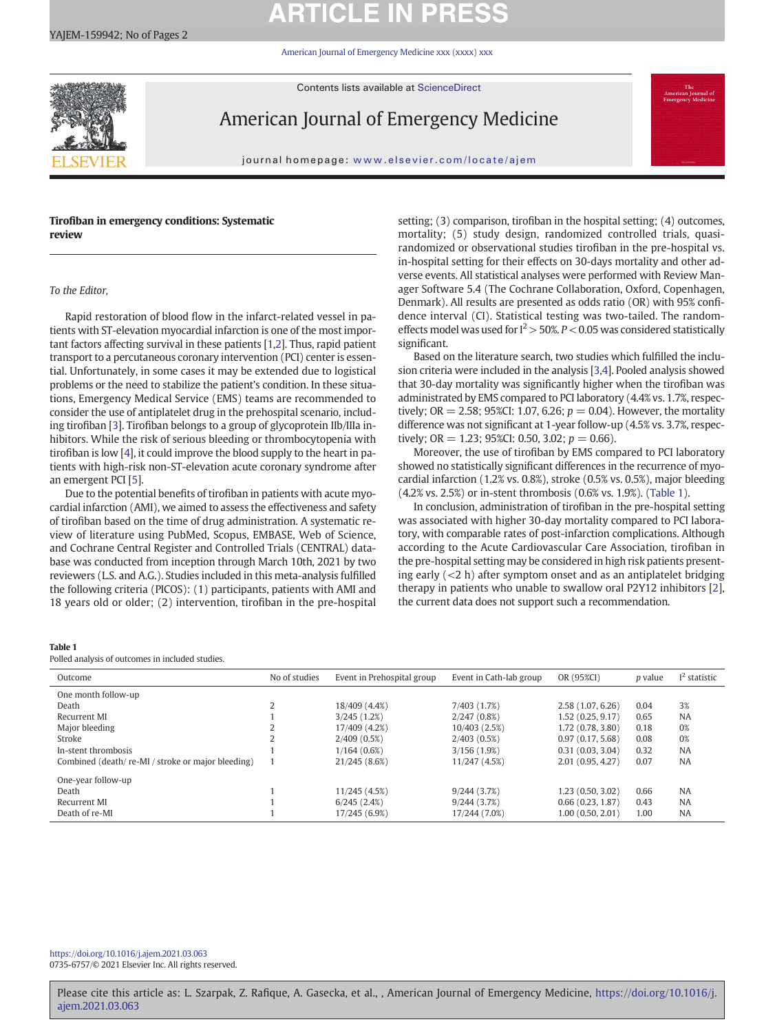# Tirofiban in emergency conditions: Systematic review

*To the Editor,*

Rapid restoration of blood flow in the infarct-related vessel in patients with ST-elevation myocardial infarction is one of the most important factors affecting survival in these patients [1,2]. Thus, rapid patient transport to a percutaneous coronary intervention (PCI) center is essential. Unfortunately, in some cases it may be extended due to logistical problems or the need to stabilize the patient's condition. In these situations, Emergency Medical Service (EMS) teams are recommended to consider the use of antiplatelet drug in the prehospital scenario, including tirofiban [3]. Tirofiban belongs to a group of glycoprotein IIb/IIIa inhibitors. While the risk of serious bleeding or thrombocytopenia with tirofiban is low [4], it could improve the blood supply to the heart in patients with high-risk non-ST-elevation acute coronary syndrome after an emergent PCI [5].

Due to the potential benefits of tirofiban in patients with acute myocardial infarction (AMI), we aimed to assess the effectiveness and safety of tirofiban based on the time of drug administration. A systematic review of literature using PubMed, Scopus, EMBASE, Web of Science, and Cochrane Central Register and Controlled Trials (CENTRAL) database was conducted from inception through March 10th, 2021 by two reviewers (L.S. and A.G.). Studies included in this meta-analysis fulfilled the following criteria (PICOS): (1) participants, patients with AMI and 18 years old or older; (2) intervention, tirofiban in the pre-hospital setting; (3) comparison, tirofiban in the hospital setting; (4) outcomes, mortality; (5) study design, randomized controlled trials, quasi-randomized or observational studies tirofiban in the pre-hospital vs. in-hospital setting for their effects on 30-days mortality and other adverse events. All statistical analyses were performed with Review Manager Software 5.4 (The Cochrane Collaboration, Oxford, Copenhagen, Denmark). All results are presented as odds ratio (OR) with 95% confidence interval (CI). Statistical testing was two-tailed. The random-effects model was used for $I^2 > 50\%$. $P < 0.05$ was considered statistically significant.

Based on the literature search, two studies which fulfilled the inclusion criteria were included in the analysis [3,4]. Pooled analysis showed that 30-day mortality was significantly higher when the tirofiban was administrated by EMS compared to PCI laboratory (4.4% vs. 1.7%, respectively; OR = 2.58; 95%CI: 1.07, 6.26; $p = 0.04$). However, the mortality difference was not significant at 1-year follow-up (4.5% vs. 3.7%, respectively; OR = 1.23; 95%CI: 0.50, 3.02; $p = 0.66$).

Moreover, the use of tirofiban by EMS compared to PCI laboratory showed no statistically significant differences in the recurrence of myocardial infarction (1.2% vs. 0.8%), stroke (0.5% vs. 0.5%), major bleeding (4.2% vs. 2.5%) or in-stent thrombosis (0.6% vs. 1.9%). (Table 1).

In conclusion, administration of tirofiban in the pre-hospital setting was associated with higher 30-day mortality compared to PCI laboratory, with comparable rates of post-infarction complications. Although according to the Acute Cardiovascular Care Association, tirofiban in the pre-hospital setting may be considered in high risk patients presenting early (<2 h) after symptom onset and as an antiplatelet bridging therapy in patients who unable to swallow oral P2Y12 inhibitors [2], the current data does not support such a recommendation.

**Table 1**
Polled analysis of outcomes in included studies.

| Outcome | No of studies | Event in Prehospital group | Event in Cath-lab group | OR (95%CI) | p value | $I^2$ statistic |
|---|---|---|---|---|---|---|
| One month follow-up | | | | | | |
| Death | 2 | 18/409 (4.4%) | 7/403 (1.7%) | 2.58 (1.07, 6.26) | 0.04 | 3% |
| Recurrent MI | 1 | 3/245 (1.2%) | 2/247 (0.8%) | 1.52 (0.25, 9.17) | 0.65 | NA |
| Major bleeding | 2 | 17/409 (4.2%) | 10/403 (2.5%) | 1.72 (0.78, 3.80) | 0.18 | 0% |
| Stroke | 2 | 2/409 (0.5%) | 2/403 (0.5%) | 0.97 (0.17, 5.68) | 0.08 | 0% |
| In-stent thrombosis | 1 | 1/164 (0.6%) | 3/156 (1.9%) | 0.31 (0.03, 3.04) | 0.32 | NA |
| Combined (death/ re-MI / stroke or major bleeding) | 1 | 21/245 (8.6%) | 11/247 (4.5%) | 2.01 (0.95, 4.27) | 0.07 | NA |
| One-year follow-up | | | | | | |
| Death | 1 | 11/245 (4.5%) | 9/244 (3.7%) | 1.23 (0.50, 3.02) | 0.66 | NA |
| Recurrent MI | 1 | 6/245 (2.4%) | 9/244 (3.7%) | 0.66 (0.23, 1.87) | 0.43 | NA |
| Death of re-MI | 1 | 17/245 (6.9%) | 17/244 (7.0%) | 1.00 (0.50, 2.01) | 1.00 | NA |

https://doi.org/10.1016/j.ajem.2021.03.063
0735-6757/© 2021 Elsevier Inc. All rights reserved.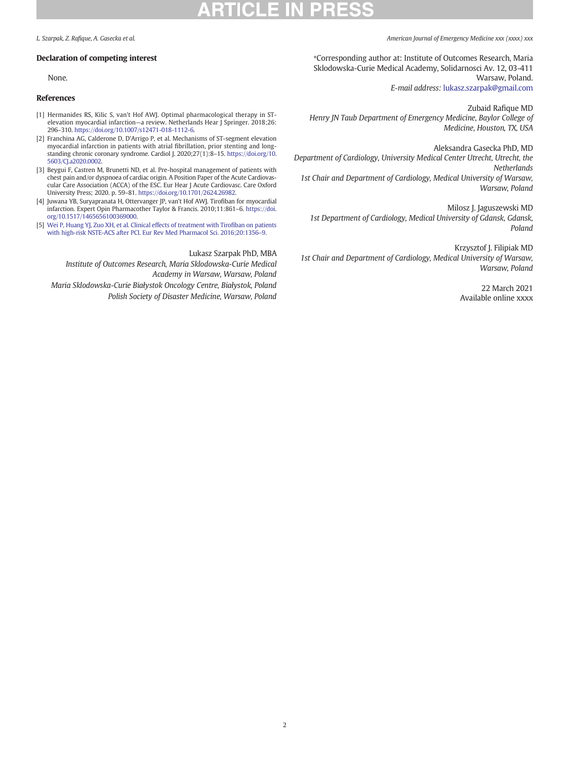### Declaration of competing interest

None.

### References

[1] Hermanides RS, Kilic S, van't Hof AWJ. Optimal pharmacological therapy in ST-elevation myocardial infarction—a review. Netherlands Hear J Springer. 2018;26: 296–310. https://doi.org/10.1007/s12471-018-1112-6.

[2] Franchina AG, Calderone D, D'Arrigo P, et al. Mechanisms of ST-segment elevation myocardial infarction in patients with atrial fibrillation, prior stenting and long-standing chronic coronary syndrome. Cardiol J. 2020;27(1):8–15. https://doi.org/10.5603/CJ.a2020.0002.

[3] Beygui F, Castren M, Brunetti ND, et al. Pre-hospital management of patients with chest pain and/or dyspnoea of cardiac origin. A Position Paper of the Acute Cardiovascular Care Association (ACCA) of the ESC. Eur Hear J Acute Cardiovasc. Care Oxford University Press; 2020. p. 59–81. https://doi.org/10.1701/2624.26982.

[4] Juwana YB, Suryapranata H, Ottervanger JP, van't Hof AWJ. Tirofiban for myocardial infarction. Expert Opin Pharmacother Taylor & Francis. 2010;11:861–6. https://doi.org/10.1517/14656561003690000.

[5] Wei P, Huang YJ, Zuo XH, et al. Clinical effects of treatment with Tirofiban on patients with high-risk NSTE-ACS after PCI. Eur Rev Med Pharmacol Sci. 2016;20:1356–9.

Lukasz Szarpak PhD, MBA

*Institute of Outcomes Research, Maria Sklodowska-Curie Medical Academy in Warsaw, Warsaw, Poland*

*Maria Sklodowska-Curie Białystok Oncology Centre, Białystok, Poland*

*Polish Society of Disaster Medicine, Warsaw, Poland*

*Corresponding author at: Institute of Outcomes Research, Maria Sklodowska-Curie Medical Academy, Solidarnosci Av. 12, 03-411 Warsaw, Poland.

*E-mail address:* lukasz.szarpak@gmail.com

Zubaid Rafique MD

*Henry JN Taub Department of Emergency Medicine, Baylor College of Medicine, Houston, TX, USA*

Aleksandra Gasecka PhD, MD

*Department of Cardiology, University Medical Center Utrecht, Utrecht, the Netherlands*

*1st Chair and Department of Cardiology, Medical University of Warsaw, Warsaw, Poland*

Milosz J. Jaguszewski MD

*1st Department of Cardiology, Medical University of Gdansk, Gdansk, Poland*

Krzysztof J. Filipiak MD

*1st Chair and Department of Cardiology, Medical University of Warsaw, Warsaw, Poland*

22 March 2021

Available online xxxx